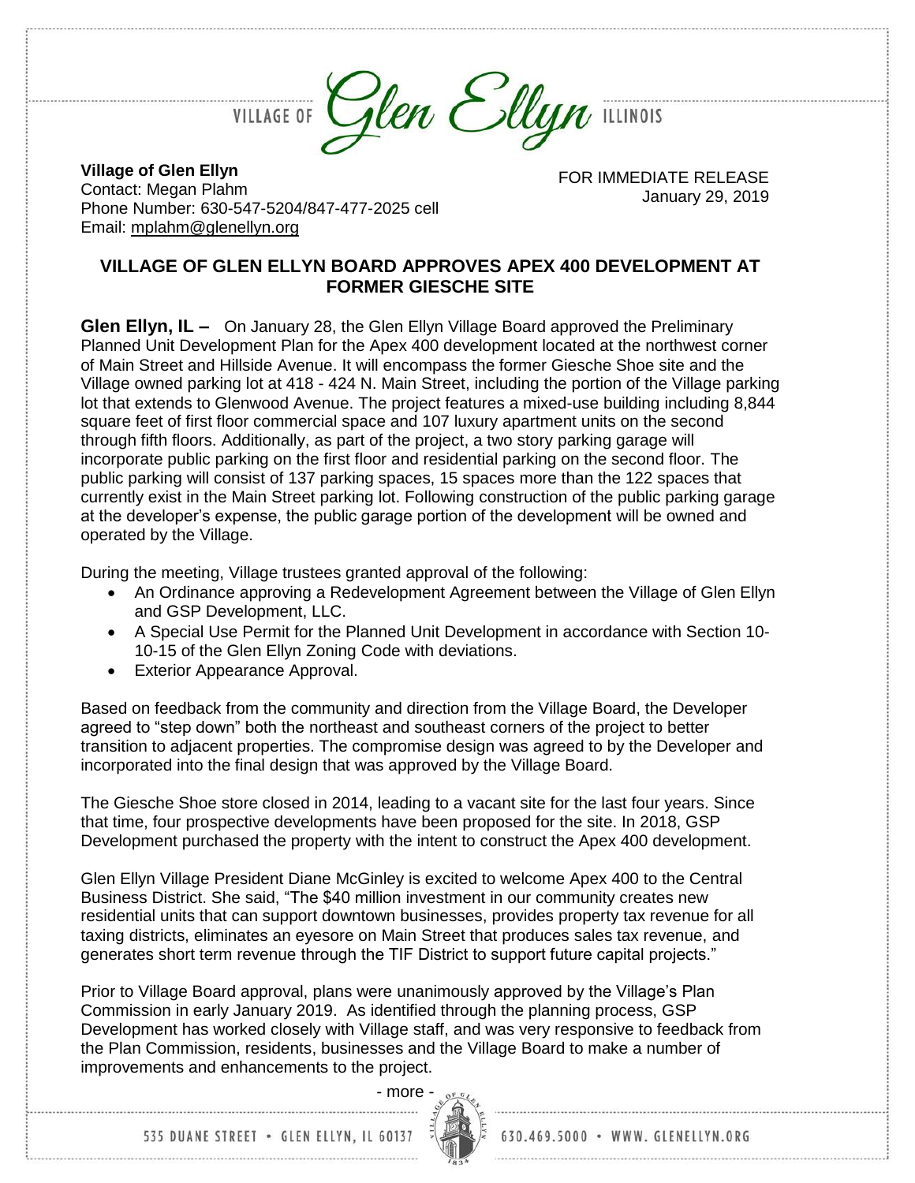VILLAGE OF *Glen Ellyn* ILLINOIS

**Village of Glen Ellyn**
Contact: Megan Plahm
Phone Number: 630-547-5204/847-477-2025 cell
Email: mplahm@glenellyn.org

FOR IMMEDIATE RELEASE
January 29, 2019

## VILLAGE OF GLEN ELLYN BOARD APPROVES APEX 400 DEVELOPMENT AT FORMER GIESCHE SITE

**Glen Ellyn, IL –** On January 28, the Glen Ellyn Village Board approved the Preliminary Planned Unit Development Plan for the Apex 400 development located at the northwest corner of Main Street and Hillside Avenue. It will encompass the former Giesche Shoe site and the Village owned parking lot at 418 - 424 N. Main Street, including the portion of the Village parking lot that extends to Glenwood Avenue. The project features a mixed-use building including 8,844 square feet of first floor commercial space and 107 luxury apartment units on the second through fifth floors. Additionally, as part of the project, a two story parking garage will incorporate public parking on the first floor and residential parking on the second floor. The public parking will consist of 137 parking spaces, 15 spaces more than the 122 spaces that currently exist in the Main Street parking lot. Following construction of the public parking garage at the developer's expense, the public garage portion of the development will be owned and operated by the Village.

During the meeting, Village trustees granted approval of the following:

- An Ordinance approving a Redevelopment Agreement between the Village of Glen Ellyn and GSP Development, LLC.
- A Special Use Permit for the Planned Unit Development in accordance with Section 10-10-15 of the Glen Ellyn Zoning Code with deviations.
- Exterior Appearance Approval.

Based on feedback from the community and direction from the Village Board, the Developer agreed to "step down" both the northeast and southeast corners of the project to better transition to adjacent properties. The compromise design was agreed to by the Developer and incorporated into the final design that was approved by the Village Board.

The Giesche Shoe store closed in 2014, leading to a vacant site for the last four years. Since that time, four prospective developments have been proposed for the site. In 2018, GSP Development purchased the property with the intent to construct the Apex 400 development.

Glen Ellyn Village President Diane McGinley is excited to welcome Apex 400 to the Central Business District. She said, "The $40 million investment in our community creates new residential units that can support downtown businesses, provides property tax revenue for all taxing districts, eliminates an eyesore on Main Street that produces sales tax revenue, and generates short term revenue through the TIF District to support future capital projects."

Prior to Village Board approval, plans were unanimously approved by the Village's Plan Commission in early January 2019. As identified through the planning process, GSP Development has worked closely with Village staff, and was very responsive to feedback from the Plan Commission, residents, businesses and the Village Board to make a number of improvements and enhancements to the project.

- more -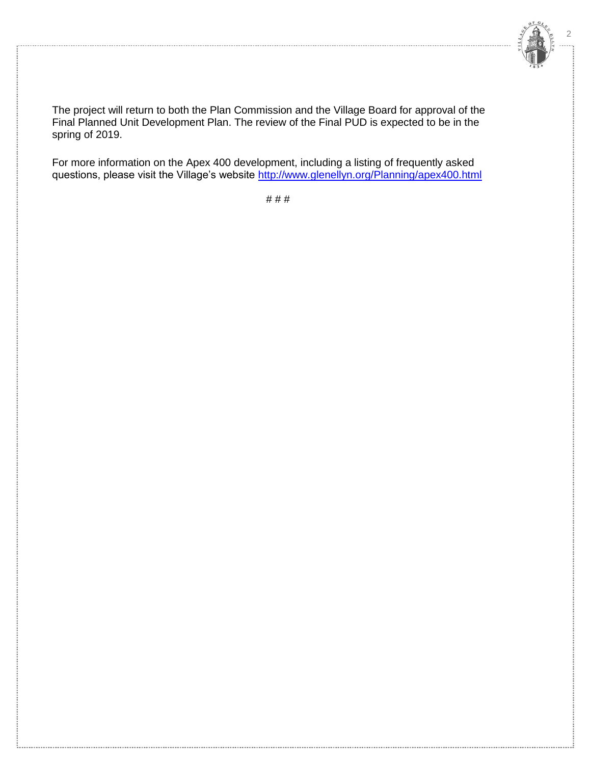The project will return to both the Plan Commission and the Village Board for approval of the Final Planned Unit Development Plan. The review of the Final PUD is expected to be in the spring of 2019.

For more information on the Apex 400 development, including a listing of frequently asked questions, please visit the Village's website [http://www.glenellyn.org/Planning/apex400.html](http://www.glenellyn.org/Planning/apex400.html)

# # #